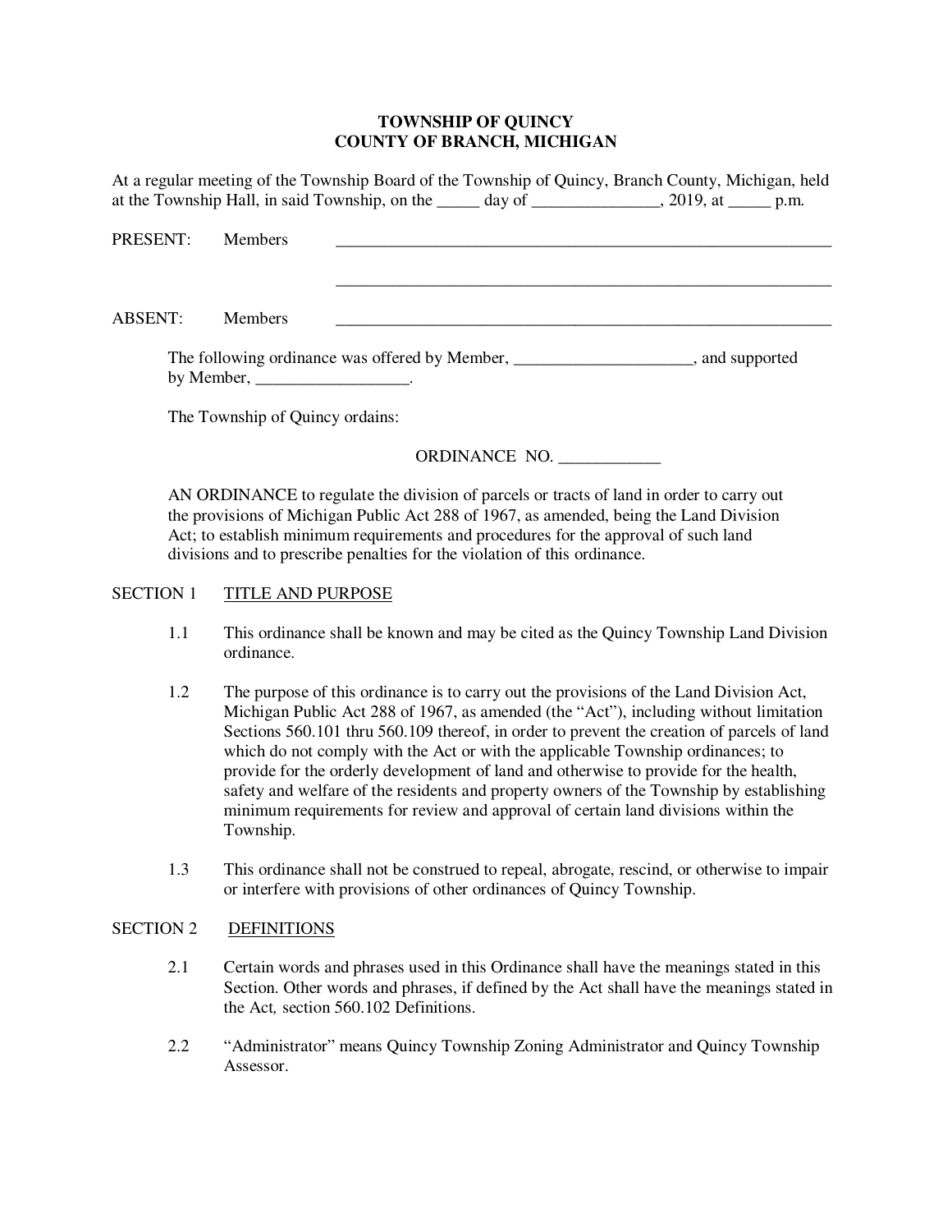**TOWNSHIP OF QUINCY**
**COUNTY OF BRANCH, MICHIGAN**

At a regular meeting of the Township Board of the Township of Quincy, Branch County, Michigan, held at the Township Hall, in said Township, on the _____ day of _______________, 2019, at _____ p.m.

PRESENT: Members ____________________________________________________________

____________________________________________________________

ABSENT: Members ____________________________________________________________

The following ordinance was offered by Member, _____________________, and supported by Member, __________________.

The Township of Quincy ordains:

ORDINANCE NO. ____________

AN ORDINANCE to regulate the division of parcels or tracts of land in order to carry out the provisions of Michigan Public Act 288 of 1967, as amended, being the Land Division Act; to establish minimum requirements and procedures for the approval of such land divisions and to prescribe penalties for the violation of this ordinance.

SECTION 1 <u>TITLE AND PURPOSE</u>

1.1 This ordinance shall be known and may be cited as the Quincy Township Land Division ordinance.

1.2 The purpose of this ordinance is to carry out the provisions of the Land Division Act, Michigan Public Act 288 of 1967, as amended (the "Act"), including without limitation Sections 560.101 thru 560.109 thereof, in order to prevent the creation of parcels of land which do not comply with the Act or with the applicable Township ordinances; to provide for the orderly development of land and otherwise to provide for the health, safety and welfare of the residents and property owners of the Township by establishing minimum requirements for review and approval of certain land divisions within the Township.

1.3 This ordinance shall not be construed to repeal, abrogate, rescind, or otherwise to impair or interfere with provisions of other ordinances of Quincy Township.

SECTION 2 <u>DEFINITIONS</u>

2.1 Certain words and phrases used in this Ordinance shall have the meanings stated in this Section. Other words and phrases, if defined by the Act shall have the meanings stated in the Act, section 560.102 Definitions.

2.2 "Administrator" means Quincy Township Zoning Administrator and Quincy Township Assessor.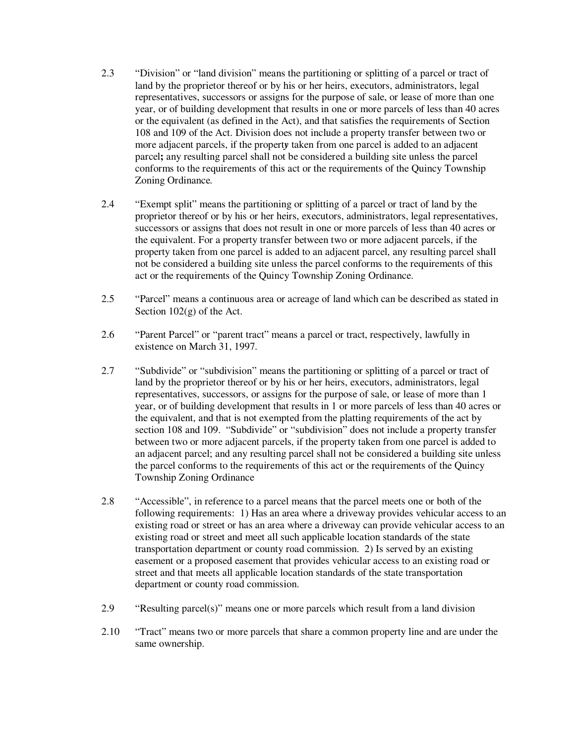2.3 "Division" or "land division" means the partitioning or splitting of a parcel or tract of land by the proprietor thereof or by his or her heirs, executors, administrators, legal representatives, successors or assigns for the purpose of sale, or lease of more than one year, or of building development that results in one or more parcels of less than 40 acres or the equivalent (as defined in the Act), and that satisfies the requirements of Section 108 and 109 of the Act. Division does not include a property transfer between two or more adjacent parcels, if the property taken from one parcel is added to an adjacent parcel**;** any resulting parcel shall not be considered a building site unless the parcel conforms to the requirements of this act or the requirements of the Quincy Township Zoning Ordinance.

2.4 "Exempt split" means the partitioning or splitting of a parcel or tract of land by the proprietor thereof or by his or her heirs, executors, administrators, legal representatives, successors or assigns that does not result in one or more parcels of less than 40 acres or the equivalent. For a property transfer between two or more adjacent parcels, if the property taken from one parcel is added to an adjacent parcel, any resulting parcel shall not be considered a building site unless the parcel conforms to the requirements of this act or the requirements of the Quincy Township Zoning Ordinance.

2.5 "Parcel" means a continuous area or acreage of land which can be described as stated in Section 102(g) of the Act.

2.6 "Parent Parcel" or "parent tract" means a parcel or tract, respectively, lawfully in existence on March 31, 1997.

2.7 "Subdivide" or "subdivision" means the partitioning or splitting of a parcel or tract of land by the proprietor thereof or by his or her heirs, executors, administrators, legal representatives, successors, or assigns for the purpose of sale, or lease of more than 1 year, or of building development that results in 1 or more parcels of less than 40 acres or the equivalent, and that is not exempted from the platting requirements of the act by section 108 and 109. "Subdivide" or "subdivision" does not include a property transfer between two or more adjacent parcels, if the property taken from one parcel is added to an adjacent parcel; and any resulting parcel shall not be considered a building site unless the parcel conforms to the requirements of this act or the requirements of the Quincy Township Zoning Ordinance

2.8 "Accessible", in reference to a parcel means that the parcel meets one or both of the following requirements: 1) Has an area where a driveway provides vehicular access to an existing road or street or has an area where a driveway can provide vehicular access to an existing road or street and meet all such applicable location standards of the state transportation department or county road commission. 2) Is served by an existing easement or a proposed easement that provides vehicular access to an existing road or street and that meets all applicable location standards of the state transportation department or county road commission.

2.9 "Resulting parcel(s)" means one or more parcels which result from a land division

2.10 "Tract" means two or more parcels that share a common property line and are under the same ownership.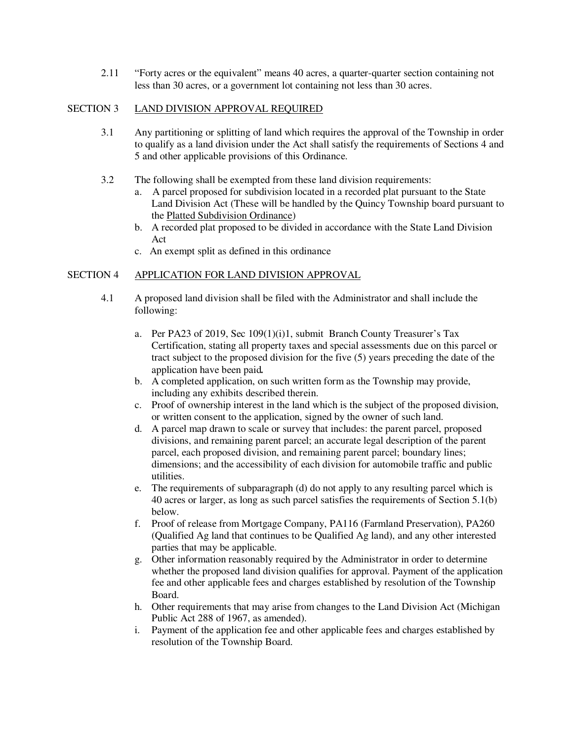2.11 "Forty acres or the equivalent" means 40 acres, a quarter-quarter section containing not less than 30 acres, or a government lot containing not less than 30 acres.

## SECTION 3 LAND DIVISION APPROVAL REQUIRED

3.1 Any partitioning or splitting of land which requires the approval of the Township in order to qualify as a land division under the Act shall satisfy the requirements of Sections 4 and 5 and other applicable provisions of this Ordinance.

3.2 The following shall be exempted from these land division requirements:

a. A parcel proposed for subdivision located in a recorded plat pursuant to the State Land Division Act (These will be handled by the Quincy Township board pursuant to the Platted Subdivision Ordinance)

b. A recorded plat proposed to be divided in accordance with the State Land Division Act

c. An exempt split as defined in this ordinance

## SECTION 4 APPLICATION FOR LAND DIVISION APPROVAL

4.1 A proposed land division shall be filed with the Administrator and shall include the following:

a. Per PA23 of 2019, Sec 109(1)(i)1, submit Branch County Treasurer's Tax Certification, stating all property taxes and special assessments due on this parcel or tract subject to the proposed division for the five (5) years preceding the date of the application have been paid**.**

b. A completed application, on such written form as the Township may provide, including any exhibits described therein.

c. Proof of ownership interest in the land which is the subject of the proposed division, or written consent to the application, signed by the owner of such land.

d. A parcel map drawn to scale or survey that includes: the parent parcel, proposed divisions, and remaining parent parcel; an accurate legal description of the parent parcel, each proposed division, and remaining parent parcel; boundary lines; dimensions; and the accessibility of each division for automobile traffic and public utilities.

e. The requirements of subparagraph (d) do not apply to any resulting parcel which is 40 acres or larger, as long as such parcel satisfies the requirements of Section 5.1(b) below.

f. Proof of release from Mortgage Company, PA116 (Farmland Preservation), PA260 (Qualified Ag land that continues to be Qualified Ag land), and any other interested parties that may be applicable.

g. Other information reasonably required by the Administrator in order to determine whether the proposed land division qualifies for approval. Payment of the application fee and other applicable fees and charges established by resolution of the Township Board.

h. Other requirements that may arise from changes to the Land Division Act (Michigan Public Act 288 of 1967, as amended).

i. Payment of the application fee and other applicable fees and charges established by resolution of the Township Board.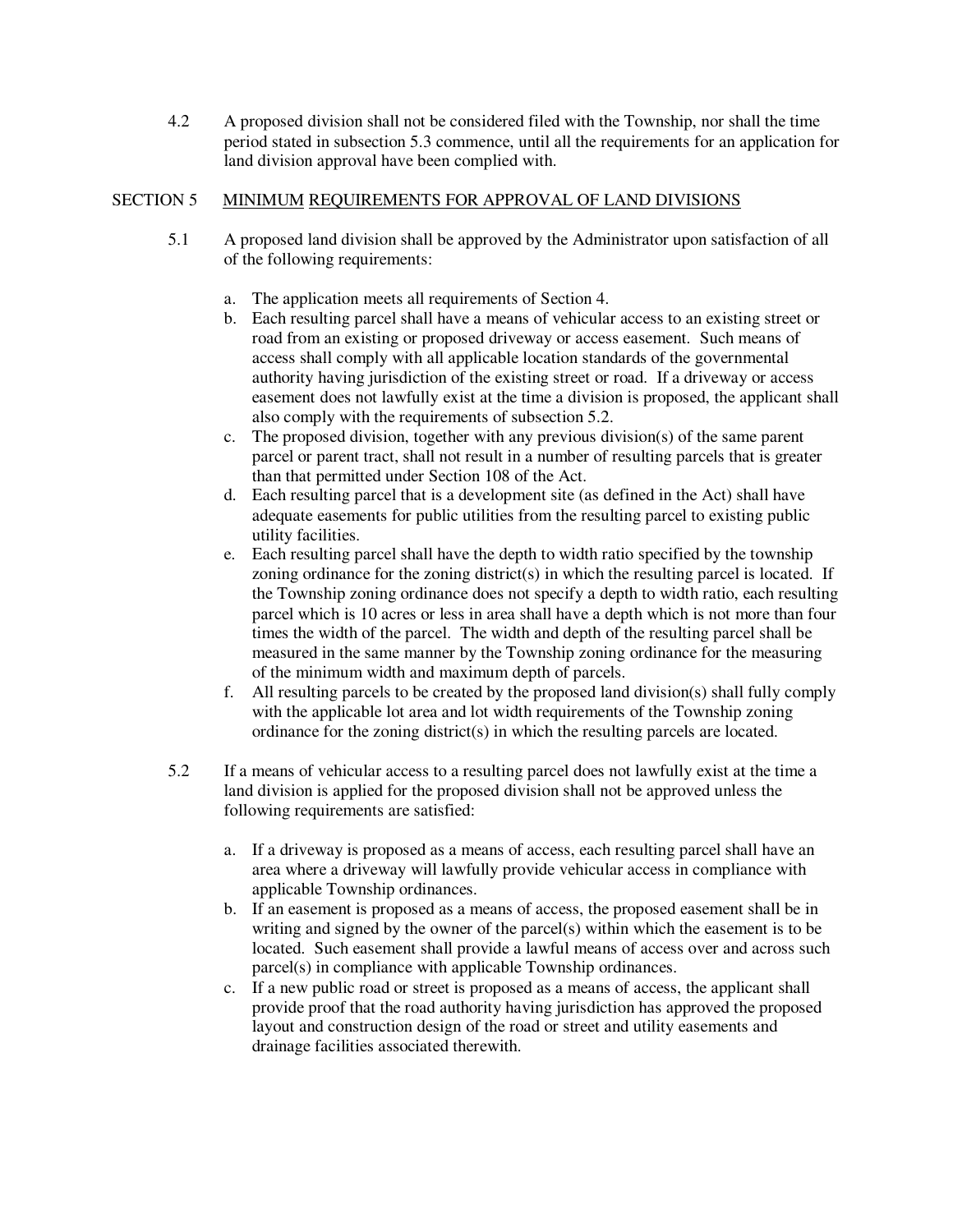4.2 A proposed division shall not be considered filed with the Township, nor shall the time period stated in subsection 5.3 commence, until all the requirements for an application for land division approval have been complied with.

## SECTION 5 MINIMUM REQUIREMENTS FOR APPROVAL OF LAND DIVISIONS

5.1 A proposed land division shall be approved by the Administrator upon satisfaction of all of the following requirements:

a. The application meets all requirements of Section 4.
b. Each resulting parcel shall have a means of vehicular access to an existing street or road from an existing or proposed driveway or access easement. Such means of access shall comply with all applicable location standards of the governmental authority having jurisdiction of the existing street or road. If a driveway or access easement does not lawfully exist at the time a division is proposed, the applicant shall also comply with the requirements of subsection 5.2.
c. The proposed division, together with any previous division(s) of the same parent parcel or parent tract, shall not result in a number of resulting parcels that is greater than that permitted under Section 108 of the Act.
d. Each resulting parcel that is a development site (as defined in the Act) shall have adequate easements for public utilities from the resulting parcel to existing public utility facilities.
e. Each resulting parcel shall have the depth to width ratio specified by the township zoning ordinance for the zoning district(s) in which the resulting parcel is located. If the Township zoning ordinance does not specify a depth to width ratio, each resulting parcel which is 10 acres or less in area shall have a depth which is not more than four times the width of the parcel. The width and depth of the resulting parcel shall be measured in the same manner by the Township zoning ordinance for the measuring of the minimum width and maximum depth of parcels.
f. All resulting parcels to be created by the proposed land division(s) shall fully comply with the applicable lot area and lot width requirements of the Township zoning ordinance for the zoning district(s) in which the resulting parcels are located.

5.2 If a means of vehicular access to a resulting parcel does not lawfully exist at the time a land division is applied for the proposed division shall not be approved unless the following requirements are satisfied:

a. If a driveway is proposed as a means of access, each resulting parcel shall have an area where a driveway will lawfully provide vehicular access in compliance with applicable Township ordinances.
b. If an easement is proposed as a means of access, the proposed easement shall be in writing and signed by the owner of the parcel(s) within which the easement is to be located. Such easement shall provide a lawful means of access over and across such parcel(s) in compliance with applicable Township ordinances.
c. If a new public road or street is proposed as a means of access, the applicant shall provide proof that the road authority having jurisdiction has approved the proposed layout and construction design of the road or street and utility easements and drainage facilities associated therewith.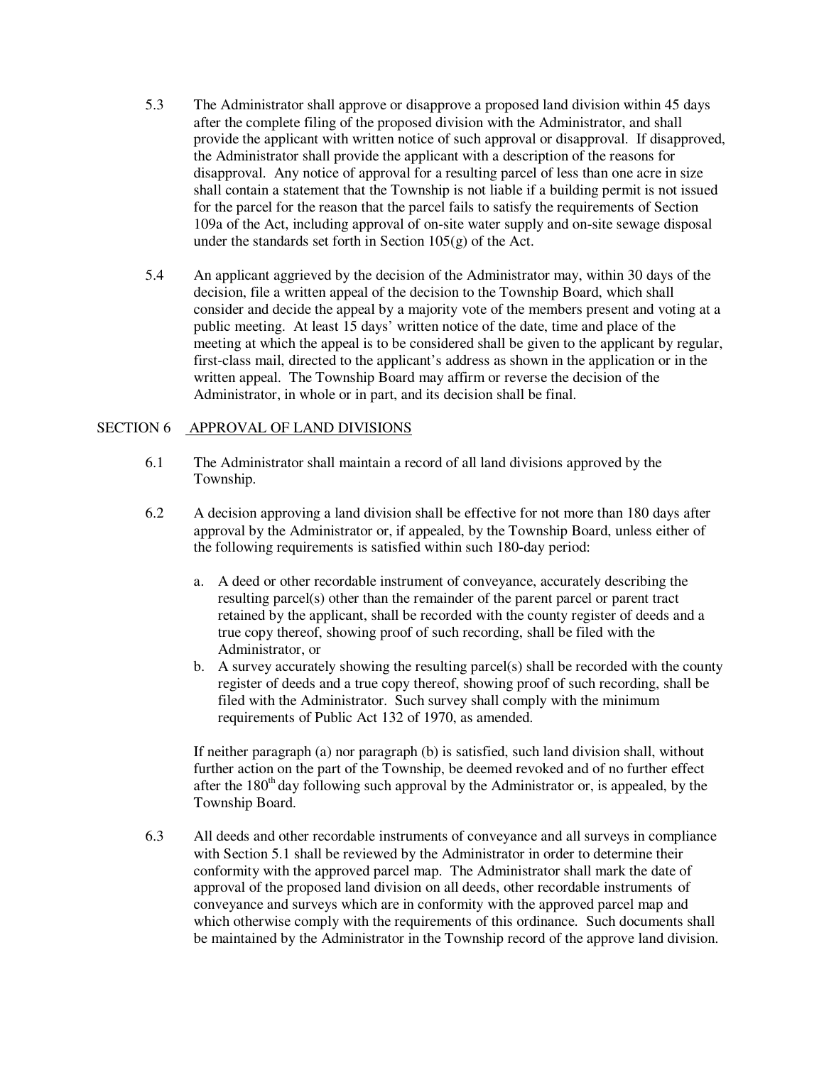5.3 The Administrator shall approve or disapprove a proposed land division within 45 days after the complete filing of the proposed division with the Administrator, and shall provide the applicant with written notice of such approval or disapproval. If disapproved, the Administrator shall provide the applicant with a description of the reasons for disapproval. Any notice of approval for a resulting parcel of less than one acre in size shall contain a statement that the Township is not liable if a building permit is not issued for the parcel for the reason that the parcel fails to satisfy the requirements of Section 109a of the Act, including approval of on-site water supply and on-site sewage disposal under the standards set forth in Section 105(g) of the Act.

5.4 An applicant aggrieved by the decision of the Administrator may, within 30 days of the decision, file a written appeal of the decision to the Township Board, which shall consider and decide the appeal by a majority vote of the members present and voting at a public meeting. At least 15 days' written notice of the date, time and place of the meeting at which the appeal is to be considered shall be given to the applicant by regular, first-class mail, directed to the applicant's address as shown in the application or in the written appeal. The Township Board may affirm or reverse the decision of the Administrator, in whole or in part, and its decision shall be final.

## SECTION 6 APPROVAL OF LAND DIVISIONS

6.1 The Administrator shall maintain a record of all land divisions approved by the Township.

6.2 A decision approving a land division shall be effective for not more than 180 days after approval by the Administrator or, if appealed, by the Township Board, unless either of the following requirements is satisfied within such 180-day period:

a. A deed or other recordable instrument of conveyance, accurately describing the resulting parcel(s) other than the remainder of the parent parcel or parent tract retained by the applicant, shall be recorded with the county register of deeds and a true copy thereof, showing proof of such recording, shall be filed with the Administrator, or
b. A survey accurately showing the resulting parcel(s) shall be recorded with the county register of deeds and a true copy thereof, showing proof of such recording, shall be filed with the Administrator. Such survey shall comply with the minimum requirements of Public Act 132 of 1970, as amended.

If neither paragraph (a) nor paragraph (b) is satisfied, such land division shall, without further action on the part of the Township, be deemed revoked and of no further effect after the 180th day following such approval by the Administrator or, is appealed, by the Township Board.

6.3 All deeds and other recordable instruments of conveyance and all surveys in compliance with Section 5.1 shall be reviewed by the Administrator in order to determine their conformity with the approved parcel map. The Administrator shall mark the date of approval of the proposed land division on all deeds, other recordable instruments of conveyance and surveys which are in conformity with the approved parcel map and which otherwise comply with the requirements of this ordinance. Such documents shall be maintained by the Administrator in the Township record of the approve land division.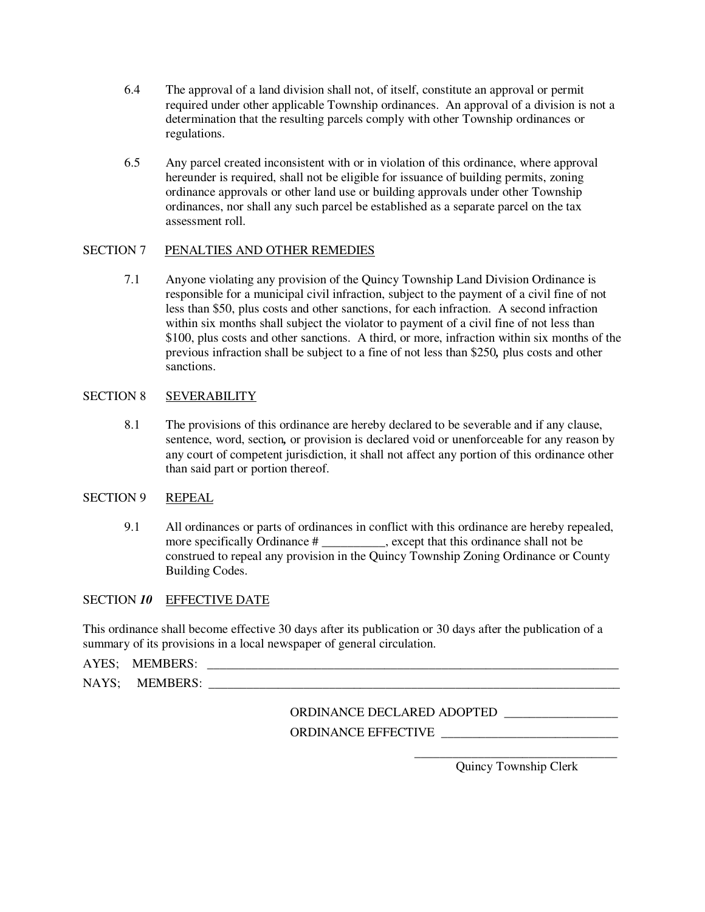6.4 The approval of a land division shall not, of itself, constitute an approval or permit required under other applicable Township ordinances. An approval of a division is not a determination that the resulting parcels comply with other Township ordinances or regulations.

6.5 Any parcel created inconsistent with or in violation of this ordinance, where approval hereunder is required, shall not be eligible for issuance of building permits, zoning ordinance approvals or other land use or building approvals under other Township ordinances, nor shall any such parcel be established as a separate parcel on the tax assessment roll.

## SECTION 7 PENALTIES AND OTHER REMEDIES

7.1 Anyone violating any provision of the Quincy Township Land Division Ordinance is responsible for a municipal civil infraction, subject to the payment of a civil fine of not less than $50, plus costs and other sanctions, for each infraction. A second infraction within six months shall subject the violator to payment of a civil fine of not less than $100, plus costs and other sanctions. A third, or more, infraction within six months of the previous infraction shall be subject to a fine of not less than $250, plus costs and other sanctions.

## SECTION 8 SEVERABILITY

8.1 The provisions of this ordinance are hereby declared to be severable and if any clause, sentence, word, section, or provision is declared void or unenforceable for any reason by any court of competent jurisdiction, it shall not affect any portion of this ordinance other than said part or portion thereof.

## SECTION 9 REPEAL

9.1 All ordinances or parts of ordinances in conflict with this ordinance are hereby repealed, more specifically Ordinance # __________, except that this ordinance shall not be construed to repeal any provision in the Quincy Township Zoning Ordinance or County Building Codes.

## SECTION *10* EFFECTIVE DATE

This ordinance shall become effective 30 days after its publication or 30 days after the publication of a summary of its provisions in a local newspaper of general circulation.

AYES; MEMBERS: ____________________________________________________________________

NAYS; MEMBERS: ____________________________________________________________________

ORDINANCE DECLARED ADOPTED __________________

ORDINANCE EFFECTIVE ____________________________

________________________________

Quincy Township Clerk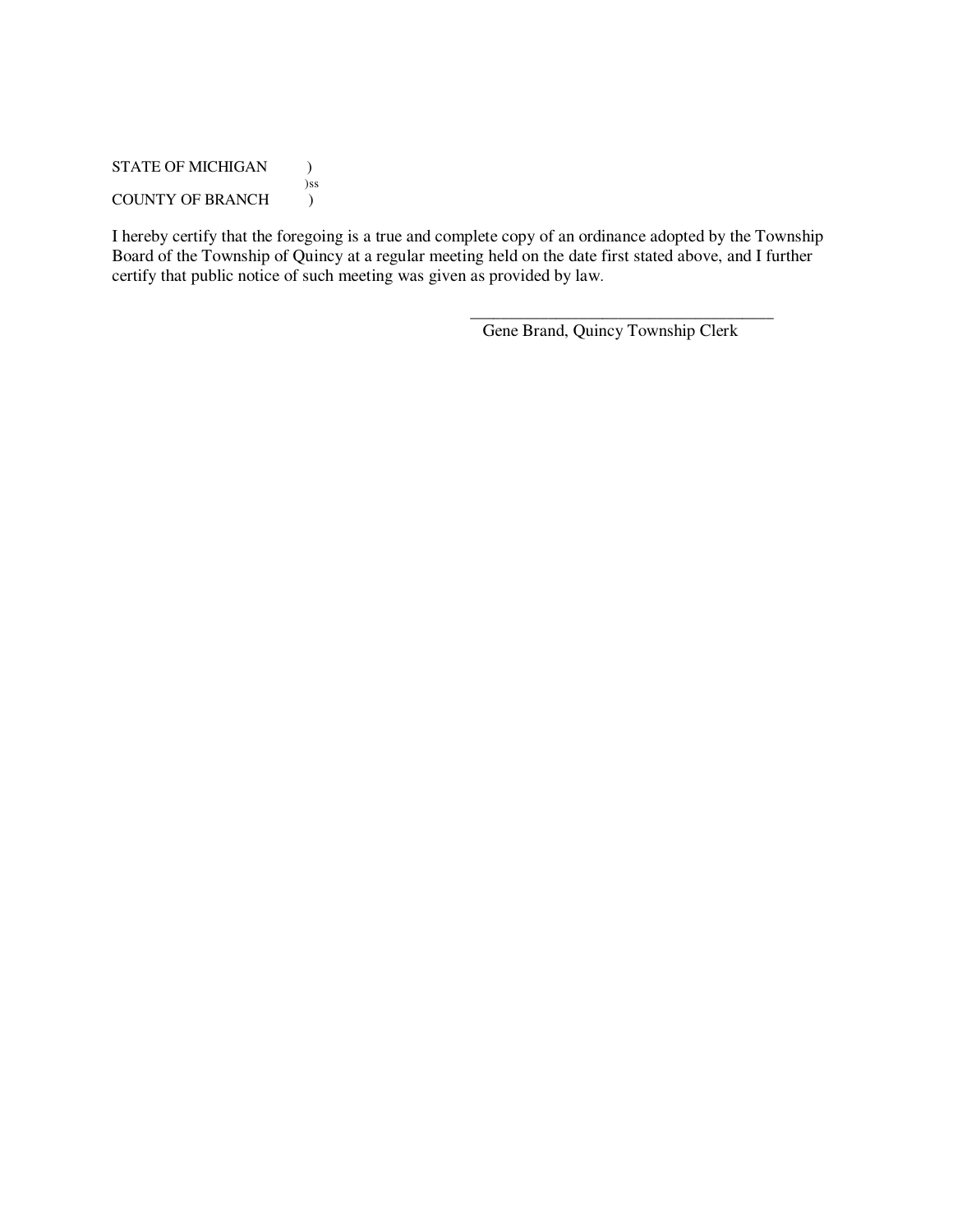STATE OF MICHIGAN )
)ss
COUNTY OF BRANCH )

I hereby certify that the foregoing is a true and complete copy of an ordinance adopted by the Township Board of the Township of Quincy at a regular meeting held on the date first stated above, and I further certify that public notice of such meeting was given as provided by law.

_____________________________________
Gene Brand, Quincy Township Clerk